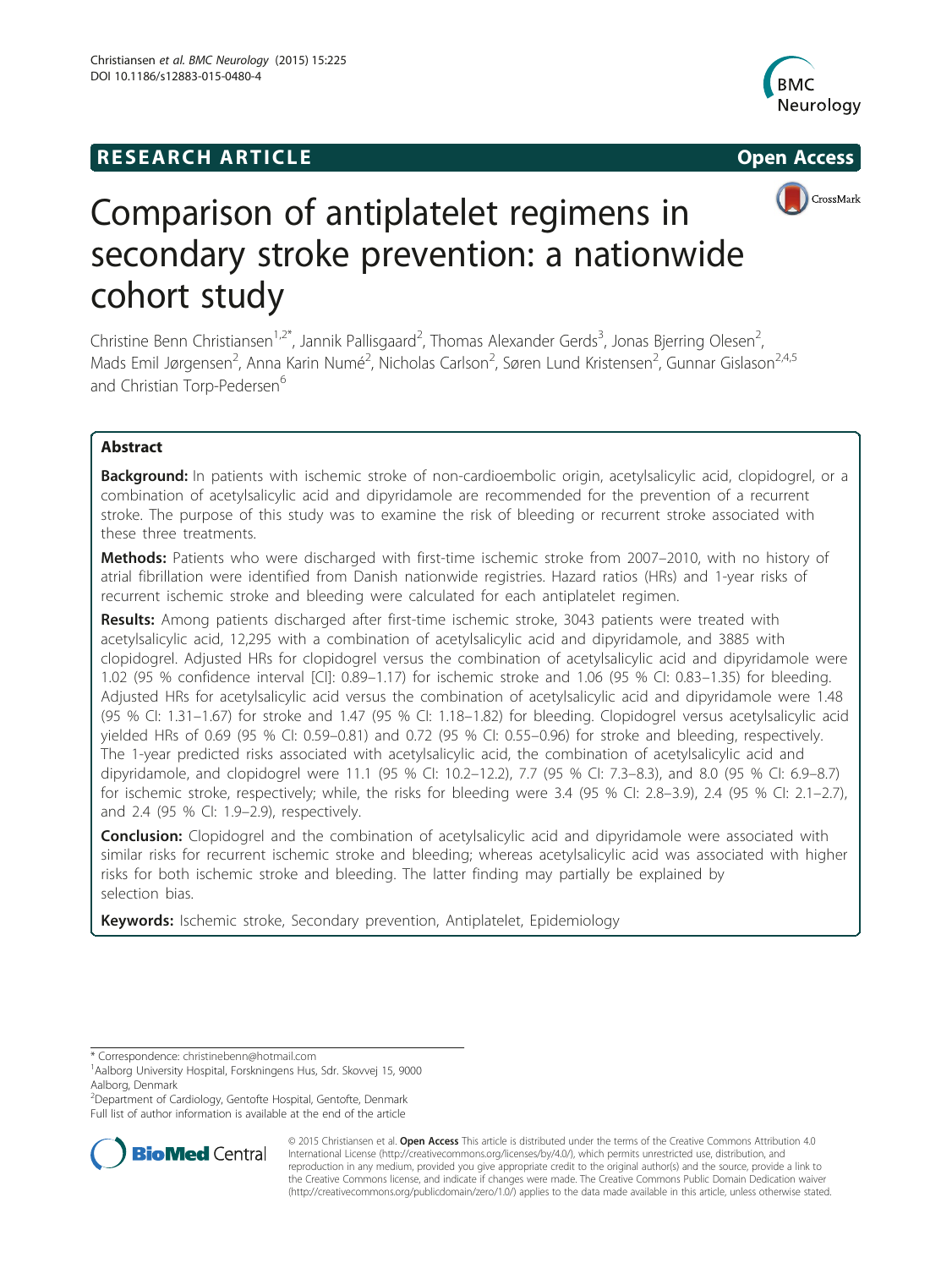RESEARCH ARTICLE

Open Access

# Comparison of antiplatelet regimens in secondary stroke prevention: a nationwide cohort study

Christine Benn Christiansen[1,2*], Jannik Pallisgaard[2], Thomas Alexander Gerds[3], Jonas Bjerring Olesen[2], Mads Emil Jørgensen[2], Anna Karin Numé[2], Nicholas Carlson[2], Søren Lund Kristensen[2], Gunnar Gislason[2,4,5] and Christian Torp-Pedersen[6]

## Abstract

**Background:** In patients with ischemic stroke of non-cardioembolic origin, acetylsalicylic acid, clopidogrel, or a combination of acetylsalicylic acid and dipyridamole are recommended for the prevention of a recurrent stroke. The purpose of this study was to examine the risk of bleeding or recurrent stroke associated with these three treatments.

**Methods:** Patients who were discharged with first-time ischemic stroke from 2007–2010, with no history of atrial fibrillation were identified from Danish nationwide registries. Hazard ratios (HRs) and 1-year risks of recurrent ischemic stroke and bleeding were calculated for each antiplatelet regimen.

**Results:** Among patients discharged after first-time ischemic stroke, 3043 patients were treated with acetylsalicylic acid, 12,295 with a combination of acetylsalicylic acid and dipyridamole, and 3885 with clopidogrel. Adjusted HRs for clopidogrel versus the combination of acetylsalicylic acid and dipyridamole were 1.02 (95 % confidence interval [CI]: 0.89–1.17) for ischemic stroke and 1.06 (95 % CI: 0.83–1.35) for bleeding. Adjusted HRs for acetylsalicylic acid versus the combination of acetylsalicylic acid and dipyridamole were 1.48 (95 % CI: 1.31–1.67) for stroke and 1.47 (95 % CI: 1.18–1.82) for bleeding. Clopidogrel versus acetylsalicylic acid yielded HRs of 0.69 (95 % CI: 0.59–0.81) and 0.72 (95 % CI: 0.55–0.96) for stroke and bleeding, respectively. The 1-year predicted risks associated with acetylsalicylic acid, the combination of acetylsalicylic acid and dipyridamole, and clopidogrel were 11.1 (95 % CI: 10.2–12.2), 7.7 (95 % CI: 7.3–8.3), and 8.0 (95 % CI: 6.9–8.7) for ischemic stroke, respectively; while, the risks for bleeding were 3.4 (95 % CI: 2.8–3.9), 2.4 (95 % CI: 2.1–2.7), and 2.4 (95 % CI: 1.9–2.9), respectively.

**Conclusion:** Clopidogrel and the combination of acetylsalicylic acid and dipyridamole were associated with similar risks for recurrent ischemic stroke and bleeding; whereas acetylsalicylic acid was associated with higher risks for both ischemic stroke and bleeding. The latter finding may partially be explained by selection bias.

**Keywords:** Ischemic stroke, Secondary prevention, Antiplatelet, Epidemiology

\* Correspondence: christinebenn@hotmail.com
[1]Aalborg University Hospital, Forskningens Hus, Sdr. Skovvej 15, 9000 Aalborg, Denmark
[2]Department of Cardiology, Gentofte Hospital, Gentofte, Denmark
Full list of author information is available at the end of the article

© 2015 Christiansen et al. **Open Access** This article is distributed under the terms of the Creative Commons Attribution 4.0 International License (http://creativecommons.org/licenses/by/4.0/), which permits unrestricted use, distribution, and reproduction in any medium, provided you give appropriate credit to the original author(s) and the source, provide a link to the Creative Commons license, and indicate if changes were made. The Creative Commons Public Domain Dedication waiver (http://creativecommons.org/publicdomain/zero/1.0/) applies to the data made available in this article, unless otherwise stated.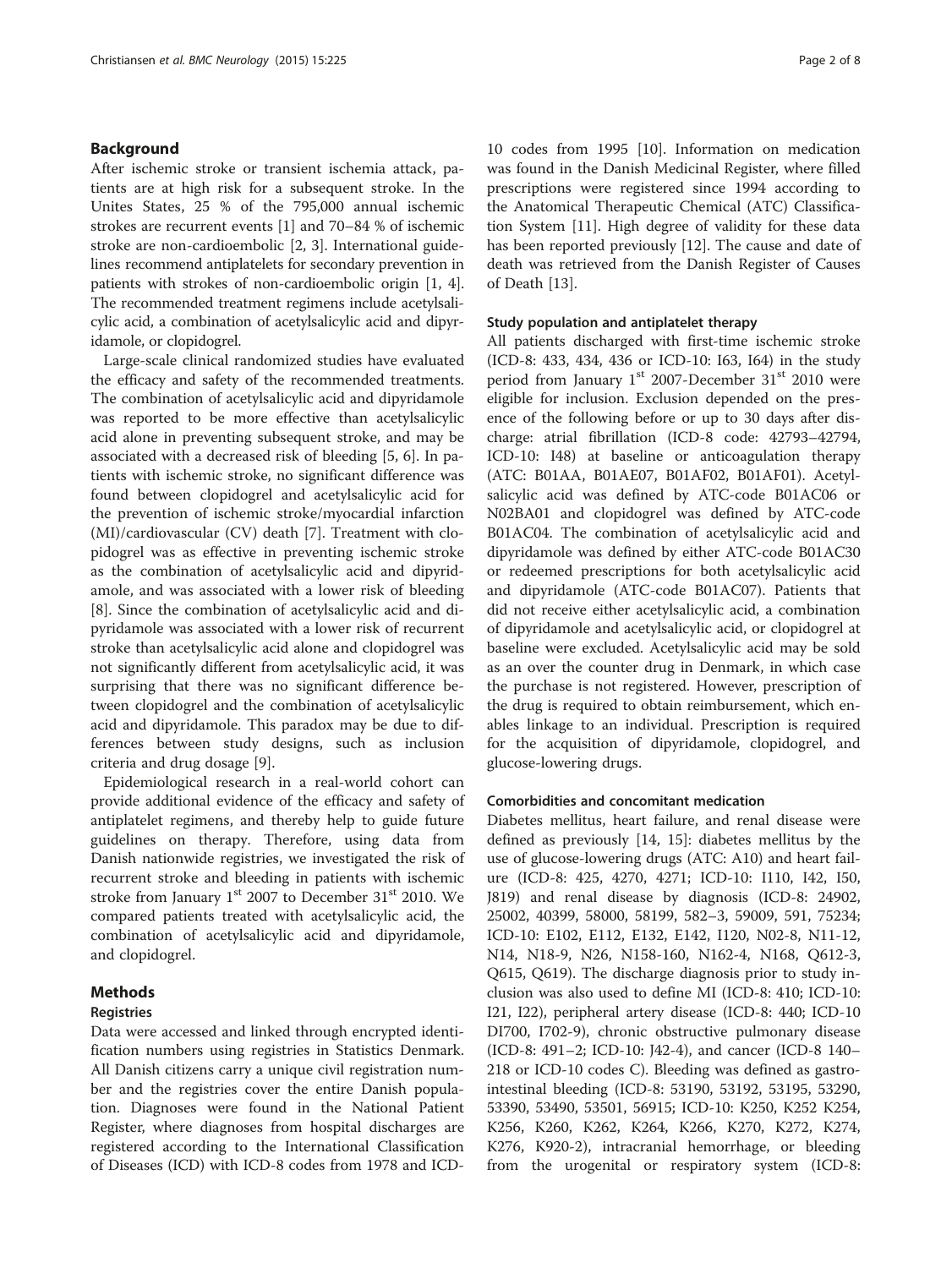## Background

After ischemic stroke or transient ischemia attack, patients are at high risk for a subsequent stroke. In the Unites States, 25 % of the 795,000 annual ischemic strokes are recurrent events [1] and 70–84 % of ischemic stroke are non-cardioembolic [2, 3]. International guidelines recommend antiplatelets for secondary prevention in patients with strokes of non-cardioembolic origin [1, 4]. The recommended treatment regimens include acetylsalicylic acid, a combination of acetylsalicylic acid and dipyridamole, or clopidogrel.

Large-scale clinical randomized studies have evaluated the efficacy and safety of the recommended treatments. The combination of acetylsalicylic acid and dipyridamole was reported to be more effective than acetylsalicylic acid alone in preventing subsequent stroke, and may be associated with a decreased risk of bleeding [5, 6]. In patients with ischemic stroke, no significant difference was found between clopidogrel and acetylsalicylic acid for the prevention of ischemic stroke/myocardial infarction (MI)/cardiovascular (CV) death [7]. Treatment with clopidogrel was as effective in preventing ischemic stroke as the combination of acetylsalicylic acid and dipyridamole, and was associated with a lower risk of bleeding [8]. Since the combination of acetylsalicylic acid and dipyridamole was associated with a lower risk of recurrent stroke than acetylsalicylic acid alone and clopidogrel was not significantly different from acetylsalicylic acid, it was surprising that there was no significant difference between clopidogrel and the combination of acetylsalicylic acid and dipyridamole. This paradox may be due to differences between study designs, such as inclusion criteria and drug dosage [9].

Epidemiological research in a real-world cohort can provide additional evidence of the efficacy and safety of antiplatelet regimens, and thereby help to guide future guidelines on therapy. Therefore, using data from Danish nationwide registries, we investigated the risk of recurrent stroke and bleeding in patients with ischemic stroke from January 1st 2007 to December 31st 2010. We compared patients treated with acetylsalicylic acid, the combination of acetylsalicylic acid and dipyridamole, and clopidogrel.

## Methods

### Registries

Data were accessed and linked through encrypted identification numbers using registries in Statistics Denmark. All Danish citizens carry a unique civil registration number and the registries cover the entire Danish population. Diagnoses were found in the National Patient Register, where diagnoses from hospital discharges are registered according to the International Classification of Diseases (ICD) with ICD-8 codes from 1978 and ICD-10 codes from 1995 [10]. Information on medication was found in the Danish Medicinal Register, where filled prescriptions were registered since 1994 according to the Anatomical Therapeutic Chemical (ATC) Classification System [11]. High degree of validity for these data has been reported previously [12]. The cause and date of death was retrieved from the Danish Register of Causes of Death [13].

### Study population and antiplatelet therapy

All patients discharged with first-time ischemic stroke (ICD-8: 433, 434, 436 or ICD-10: I63, I64) in the study period from January 1st 2007-December 31st 2010 were eligible for inclusion. Exclusion depended on the presence of the following before or up to 30 days after discharge: atrial fibrillation (ICD-8 code: 42793–42794, ICD-10: I48) at baseline or anticoagulation therapy (ATC: B01AA, B01AE07, B01AF02, B01AF01). Acetylsalicylic acid was defined by ATC-code B01AC06 or N02BA01 and clopidogrel was defined by ATC-code B01AC04. The combination of acetylsalicylic acid and dipyridamole was defined by either ATC-code B01AC30 or redeemed prescriptions for both acetylsalicylic acid and dipyridamole (ATC-code B01AC07). Patients that did not receive either acetylsalicylic acid, a combination of dipyridamole and acetylsalicylic acid, or clopidogrel at baseline were excluded. Acetylsalicylic acid may be sold as an over the counter drug in Denmark, in which case the purchase is not registered. However, prescription of the drug is required to obtain reimbursement, which enables linkage to an individual. Prescription is required for the acquisition of dipyridamole, clopidogrel, and glucose-lowering drugs.

### Comorbidities and concomitant medication

Diabetes mellitus, heart failure, and renal disease were defined as previously [14, 15]: diabetes mellitus by the use of glucose-lowering drugs (ATC: A10) and heart failure (ICD-8: 425, 4270, 4271; ICD-10: I110, I42, I50, J819) and renal disease by diagnosis (ICD-8: 24902, 25002, 40399, 58000, 58199, 582–3, 59009, 591, 75234; ICD-10: E102, E112, E132, E142, I120, N02-8, N11-12, N14, N18-9, N26, N158-160, N162-4, N168, Q612-3, Q615, Q619). The discharge diagnosis prior to study inclusion was also used to define MI (ICD-8: 410; ICD-10: I21, I22), peripheral artery disease (ICD-8: 440; ICD-10 DI700, I702-9), chronic obstructive pulmonary disease (ICD-8: 491–2; ICD-10: J42-4), and cancer (ICD-8 140–218 or ICD-10 codes C). Bleeding was defined as gastrointestinal bleeding (ICD-8: 53190, 53192, 53195, 53290, 53390, 53490, 53501, 56915; ICD-10: K250, K252 K254, K256, K260, K262, K264, K266, K270, K272, K274, K276, K920-2), intracranial hemorrhage, or bleeding from the urogenital or respiratory system (ICD-8: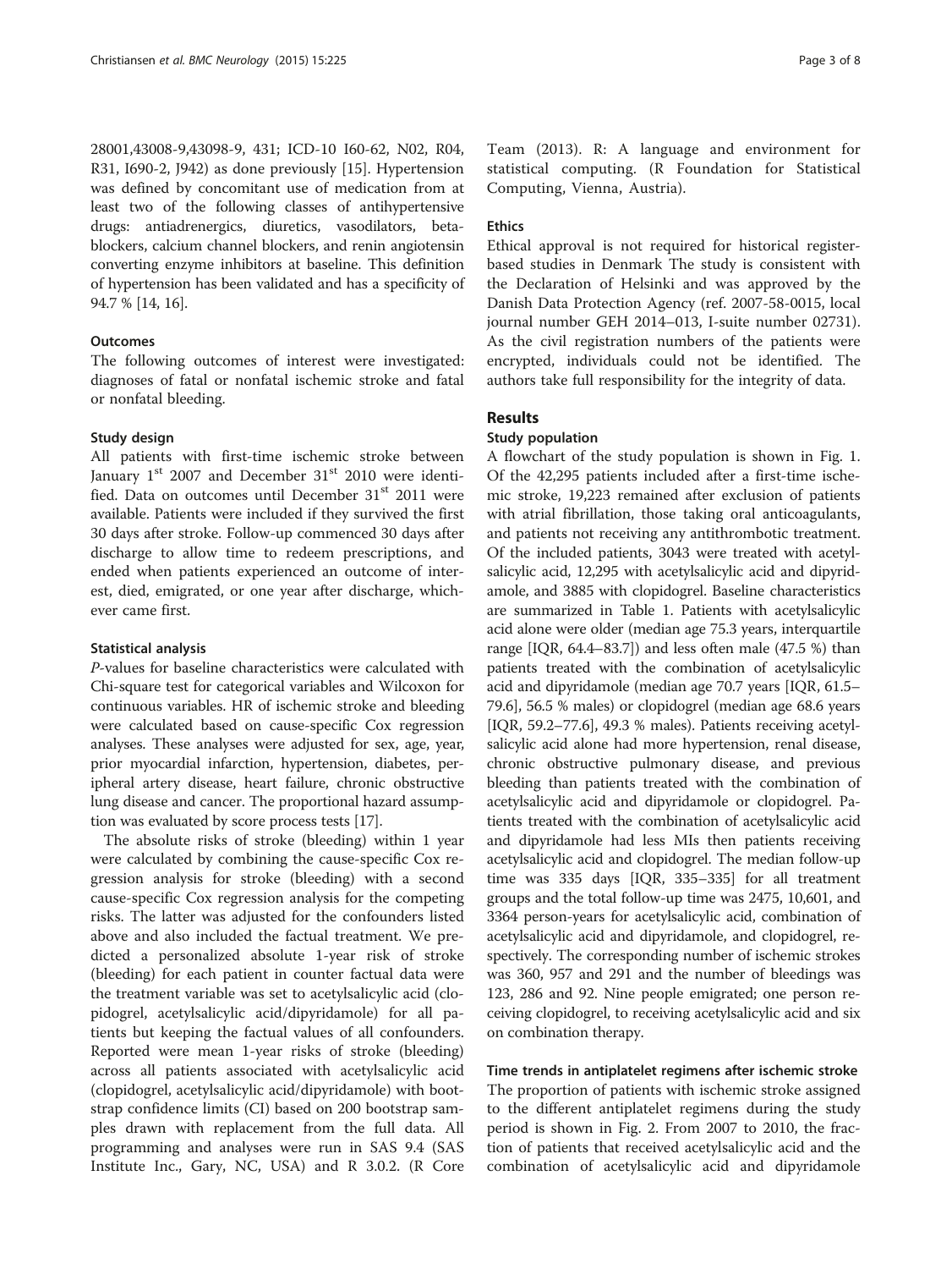28001,43008-9,43098-9, 431; ICD-10 I60-62, N02, R04, R31, I690-2, J942) as done previously [15]. Hypertension was defined by concomitant use of medication from at least two of the following classes of antihypertensive drugs: antiadrenergics, diuretics, vasodilators, beta-blockers, calcium channel blockers, and renin angiotensin converting enzyme inhibitors at baseline. This definition of hypertension has been validated and has a specificity of 94.7 % [14, 16].

### Outcomes

The following outcomes of interest were investigated: diagnoses of fatal or nonfatal ischemic stroke and fatal or nonfatal bleeding.

### Study design

All patients with first-time ischemic stroke between January 1[st] 2007 and December 31[st] 2010 were identified. Data on outcomes until December 31[st] 2011 were available. Patients were included if they survived the first 30 days after stroke. Follow-up commenced 30 days after discharge to allow time to redeem prescriptions, and ended when patients experienced an outcome of interest, died, emigrated, or one year after discharge, whichever came first.

### Statistical analysis

*P*-values for baseline characteristics were calculated with Chi-square test for categorical variables and Wilcoxon for continuous variables. HR of ischemic stroke and bleeding were calculated based on cause-specific Cox regression analyses. These analyses were adjusted for sex, age, year, prior myocardial infarction, hypertension, diabetes, peripheral artery disease, heart failure, chronic obstructive lung disease and cancer. The proportional hazard assumption was evaluated by score process tests [17].

The absolute risks of stroke (bleeding) within 1 year were calculated by combining the cause-specific Cox regression analysis for stroke (bleeding) with a second cause-specific Cox regression analysis for the competing risks. The latter was adjusted for the confounders listed above and also included the factual treatment. We predicted a personalized absolute 1-year risk of stroke (bleeding) for each patient in counter factual data were the treatment variable was set to acetylsalicylic acid (clopidogrel, acetylsalicylic acid/dipyridamole) for all patients but keeping the factual values of all confounders. Reported were mean 1-year risks of stroke (bleeding) across all patients associated with acetylsalicylic acid (clopidogrel, acetylsalicylic acid/dipyridamole) with bootstrap confidence limits (CI) based on 200 bootstrap samples drawn with replacement from the full data. All programming and analyses were run in SAS 9.4 (SAS Institute Inc., Gary, NC, USA) and R 3.0.2. (R Core Team (2013). R: A language and environment for statistical computing. (R Foundation for Statistical Computing, Vienna, Austria).

### Ethics

Ethical approval is not required for historical register-based studies in Denmark The study is consistent with the Declaration of Helsinki and was approved by the Danish Data Protection Agency (ref. 2007-58-0015, local journal number GEH 2014–013, I-suite number 02731). As the civil registration numbers of the patients were encrypted, individuals could not be identified. The authors take full responsibility for the integrity of data.

## Results

### Study population

A flowchart of the study population is shown in Fig. 1. Of the 42,295 patients included after a first-time ischemic stroke, 19,223 remained after exclusion of patients with atrial fibrillation, those taking oral anticoagulants, and patients not receiving any antithrombotic treatment. Of the included patients, 3043 were treated with acetylsalicylic acid, 12,295 with acetylsalicylic acid and dipyridamole, and 3885 with clopidogrel. Baseline characteristics are summarized in Table 1. Patients with acetylsalicylic acid alone were older (median age 75.3 years, interquartile range [IQR, 64.4–83.7]) and less often male (47.5 %) than patients treated with the combination of acetylsalicylic acid and dipyridamole (median age 70.7 years [IQR, 61.5–79.6], 56.5 % males) or clopidogrel (median age 68.6 years [IQR, 59.2–77.6], 49.3 % males). Patients receiving acetylsalicylic acid alone had more hypertension, renal disease, chronic obstructive pulmonary disease, and previous bleeding than patients treated with the combination of acetylsalicylic acid and dipyridamole or clopidogrel. Patients treated with the combination of acetylsalicylic acid and dipyridamole had less MIs then patients receiving acetylsalicylic acid and clopidogrel. The median follow-up time was 335 days [IQR, 335–335] for all treatment groups and the total follow-up time was 2475, 10,601, and 3364 person-years for acetylsalicylic acid, combination of acetylsalicylic acid and dipyridamole, and clopidogrel, respectively. The corresponding number of ischemic strokes was 360, 957 and 291 and the number of bleedings was 123, 286 and 92. Nine people emigrated; one person receiving clopidogrel, to receiving acetylsalicylic acid and six on combination therapy.

### Time trends in antiplatelet regimens after ischemic stroke

The proportion of patients with ischemic stroke assigned to the different antiplatelet regimens during the study period is shown in Fig. 2. From 2007 to 2010, the fraction of patients that received acetylsalicylic acid and the combination of acetylsalicylic acid and dipyridamole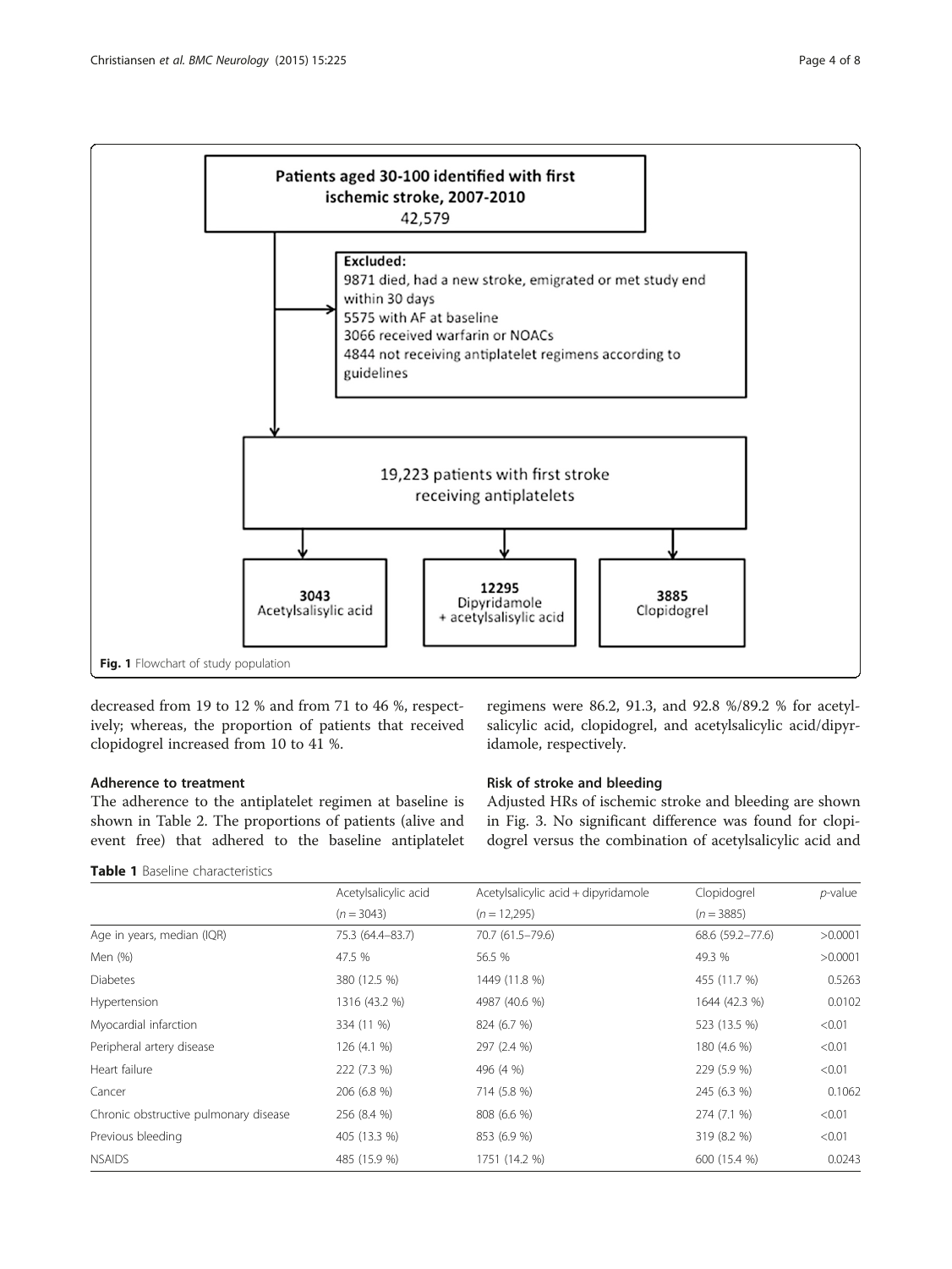Patients aged 30-100 identified with first ischemic stroke, 2007-2010
42,579

Excluded:
9871 died, had a new stroke, emigrated or met study end within 30 days
5575 with AF at baseline
3066 received warfarin or NOACs
4844 not receiving antiplatelet regimens according to guidelines

19,223 patients with first stroke receiving antiplatelets

3043 Acetylsalisylic acid

12295 Dipyridamole + acetylsalisylic acid

3885 Clopidogrel

**Fig. 1** Flowchart of study population

decreased from 19 to 12 % and from 71 to 46 %, respectively; whereas, the proportion of patients that received clopidogrel increased from 10 to 41 %.

### Adherence to treatment

The adherence to the antiplatelet regimen at baseline is shown in Table 2. The proportions of patients (alive and event free) that adhered to the baseline antiplatelet regimens were 86.2, 91.3, and 92.8 %/89.2 % for acetylsalicylic acid, clopidogrel, and acetylsalicylic acid/dipyridamole, respectively.

### Risk of stroke and bleeding

Adjusted HRs of ischemic stroke and bleeding are shown in Fig. 3. No significant difference was found for clopidogrel versus the combination of acetylsalicylic acid and

**Table 1** Baseline characteristics

| | Acetylsalicylic acid | Acetylsalicylic acid + dipyridamole | Clopidogrel | *p*-value |
|---|---|---|---|---|
| | (*n* = 3043) | (*n* = 12,295) | (*n* = 3885) | |
| Age in years, median (IQR) | 75.3 (64.4–83.7) | 70.7 (61.5–79.6) | 68.6 (59.2–77.6) | >0.0001 |
| Men (%) | 47.5 % | 56.5 % | 49.3 % | >0.0001 |
| Diabetes | 380 (12.5 %) | 1449 (11.8 %) | 455 (11.7 %) | 0.5263 |
| Hypertension | 1316 (43.2 %) | 4987 (40.6 %) | 1644 (42.3 %) | 0.0102 |
| Myocardial infarction | 334 (11 %) | 824 (6.7 %) | 523 (13.5 %) | <0.01 |
| Peripheral artery disease | 126 (4.1 %) | 297 (2.4 %) | 180 (4.6 %) | <0.01 |
| Heart failure | 222 (7.3 %) | 496 (4 %) | 229 (5.9 %) | <0.01 |
| Cancer | 206 (6.8 %) | 714 (5.8 %) | 245 (6.3 %) | 0.1062 |
| Chronic obstructive pulmonary disease | 256 (8.4 %) | 808 (6.6 %) | 274 (7.1 %) | <0.01 |
| Previous bleeding | 405 (13.3 %) | 853 (6.9 %) | 319 (8.2 %) | <0.01 |
| NSAIDS | 485 (15.9 %) | 1751 (14.2 %) | 600 (15.4 %) | 0.0243 |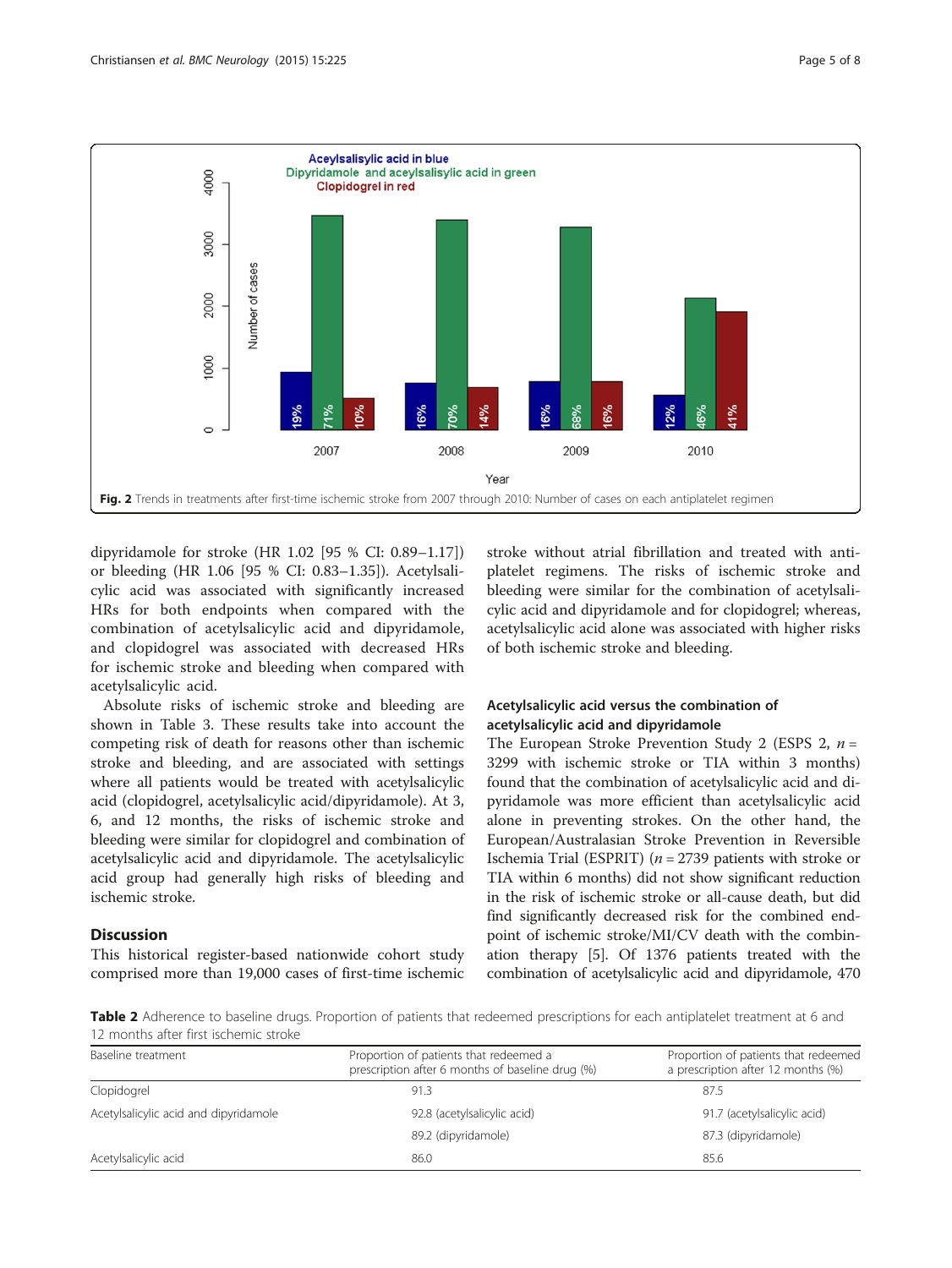Fig. 2 Trends in treatments after first-time ischemic stroke from 2007 through 2010: Number of cases on each antiplatelet regimen

dipyridamole for stroke (HR 1.02 [95 % CI: 0.89–1.17]) or bleeding (HR 1.06 [95 % CI: 0.83–1.35]). Acetylsalicylic acid was associated with significantly increased HRs for both endpoints when compared with the combination of acetylsalicylic acid and dipyridamole, and clopidogrel was associated with decreased HRs for ischemic stroke and bleeding when compared with acetylsalicylic acid.

Absolute risks of ischemic stroke and bleeding are shown in Table 3. These results take into account the competing risk of death for reasons other than ischemic stroke and bleeding, and are associated with settings where all patients would be treated with acetylsalicylic acid (clopidogrel, acetylsalicylic acid/dipyridamole). At 3, 6, and 12 months, the risks of ischemic stroke and bleeding were similar for clopidogrel and combination of acetylsalicylic acid and dipyridamole. The acetylsalicylic acid group had generally high risks of bleeding and ischemic stroke.

## Discussion

This historical register-based nationwide cohort study comprised more than 19,000 cases of first-time ischemic stroke without atrial fibrillation and treated with antiplatelet regimens. The risks of ischemic stroke and bleeding were similar for the combination of acetylsalicylic acid and dipyridamole and for clopidogrel; whereas, acetylsalicylic acid alone was associated with higher risks of both ischemic stroke and bleeding.

### Acetylsalicylic acid versus the combination of acetylsalicylic acid and dipyridamole

The European Stroke Prevention Study 2 (ESPS 2, *n* = 3299 with ischemic stroke or TIA within 3 months) found that the combination of acetylsalicylic acid and dipyridamole was more efficient than acetylsalicylic acid alone in preventing strokes. On the other hand, the European/Australasian Stroke Prevention in Reversible Ischemia Trial (ESPRIT) (*n* = 2739 patients with stroke or TIA within 6 months) did not show significant reduction in the risk of ischemic stroke or all-cause death, but did find significantly decreased risk for the combined endpoint of ischemic stroke/MI/CV death with the combination therapy [5]. Of 1376 patients treated with the combination of acetylsalicylic acid and dipyridamole, 470

**Table 2** Adherence to baseline drugs. Proportion of patients that redeemed prescriptions for each antiplatelet treatment at 6 and 12 months after first ischemic stroke

| Baseline treatment | Proportion of patients that redeemed a prescription after 6 months of baseline drug (%) | Proportion of patients that redeemed a prescription after 12 months (%) |
|---|---|---|
| Clopidogrel | 91.3 | 87.5 |
| Acetylsalicylic acid and dipyridamole | 92.8 (acetylsalicylic acid) | 91.7 (acetylsalicylic acid) |
| | 89.2 (dipyridamole) | 87.3 (dipyridamole) |
| Acetylsalicylic acid | 86.0 | 85.6 |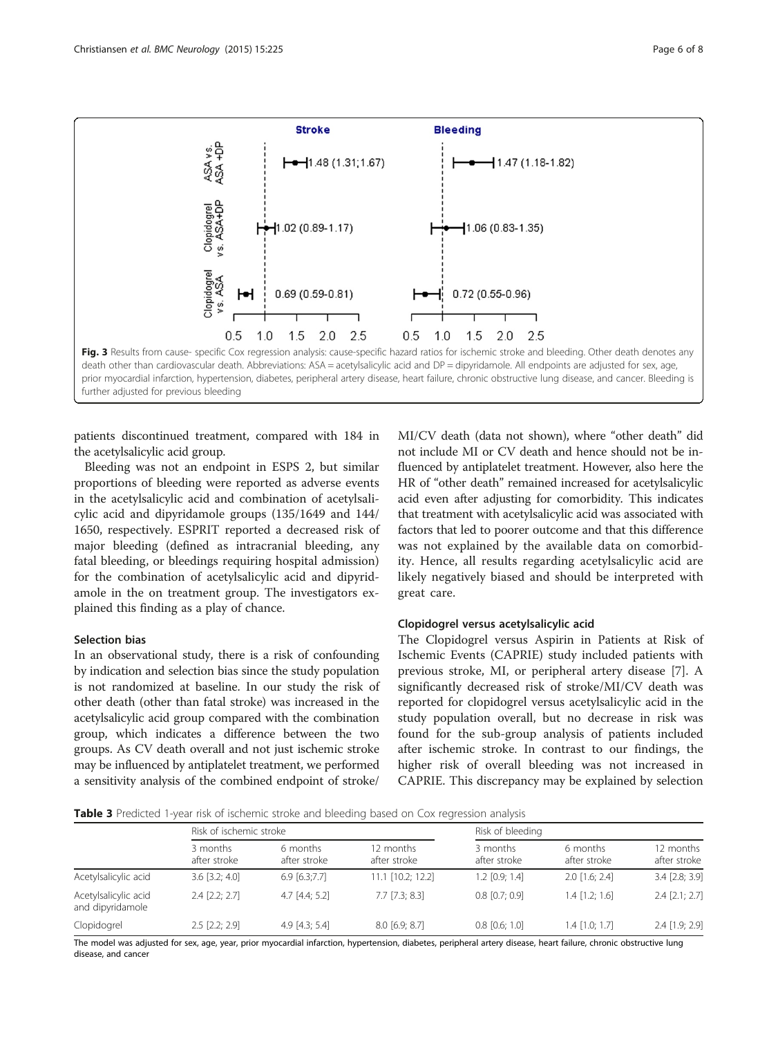Fig. 3 Results from cause- specific Cox regression analysis: cause-specific hazard ratios for ischemic stroke and bleeding. Other death denotes any death other than cardiovascular death. Abbreviations: ASA = acetylsalicylic acid and DP = dipyridamole. All endpoints are adjusted for sex, age, prior myocardial infarction, hypertension, diabetes, peripheral artery disease, heart failure, chronic obstructive lung disease, and cancer. Bleeding is further adjusted for previous bleeding

patients discontinued treatment, compared with 184 in the acetylsalicylic acid group.

Bleeding was not an endpoint in ESPS 2, but similar proportions of bleeding were reported as adverse events in the acetylsalicylic acid and combination of acetylsalicylic acid and dipyridamole groups (135/1649 and 144/1650, respectively. ESPRIT reported a decreased risk of major bleeding (defined as intracranial bleeding, any fatal bleeding, or bleedings requiring hospital admission) for the combination of acetylsalicylic acid and dipyridamole in the on treatment group. The investigators explained this finding as a play of chance.

### Selection bias

In an observational study, there is a risk of confounding by indication and selection bias since the study population is not randomized at baseline. In our study the risk of other death (other than fatal stroke) was increased in the acetylsalicylic acid group compared with the combination group, which indicates a difference between the two groups. As CV death overall and not just ischemic stroke may be influenced by antiplatelet treatment, we performed a sensitivity analysis of the combined endpoint of stroke/MI/CV death (data not shown), where "other death" did not include MI or CV death and hence should not be influenced by antiplatelet treatment. However, also here the HR of "other death" remained increased for acetylsalicylic acid even after adjusting for comorbidity. This indicates that treatment with acetylsalicylic acid was associated with factors that led to poorer outcome and that this difference was not explained by the available data on comorbidity. Hence, all results regarding acetylsalicylic acid are likely negatively biased and should be interpreted with great care.

### Clopidogrel versus acetylsalicylic acid

The Clopidogrel versus Aspirin in Patients at Risk of Ischemic Events (CAPRIE) study included patients with previous stroke, MI, or peripheral artery disease [7]. A significantly decreased risk of stroke/MI/CV death was reported for clopidogrel versus acetylsalicylic acid in the study population overall, but no decrease in risk was found for the sub-group analysis of patients included after ischemic stroke. In contrast to our findings, the higher risk of overall bleeding was not increased in CAPRIE. This discrepancy may be explained by selection

**Table 3** Predicted 1-year risk of ischemic stroke and bleeding based on Cox regression analysis

| | Risk of ischemic stroke | | | Risk of bleeding | | |
|---|---|---|---|---|---|---|
| | 3 months after stroke | 6 months after stroke | 12 months after stroke | 3 months after stroke | 6 months after stroke | 12 months after stroke |
| Acetylsalicylic acid | 3.6 [3.2; 4.0] | 6.9 [6.3;7.7] | 11.1 [10.2; 12.2] | 1.2 [0.9; 1.4] | 2.0 [1.6; 2.4] | 3.4 [2.8; 3.9] |
| Acetylsalicylic acid and dipyridamole | 2.4 [2.2; 2.7] | 4.7 [4.4; 5.2] | 7.7 [7.3; 8.3] | 0.8 [0.7; 0.9] | 1.4 [1.2; 1.6] | 2.4 [2.1; 2.7] |
| Clopidogrel | 2.5 [2.2; 2.9] | 4.9 [4.3; 5.4] | 8.0 [6.9; 8.7] | 0.8 [0.6; 1.0] | 1.4 [1.0; 1.7] | 2.4 [1.9; 2.9] |

The model was adjusted for sex, age, year, prior myocardial infarction, hypertension, diabetes, peripheral artery disease, heart failure, chronic obstructive lung disease, and cancer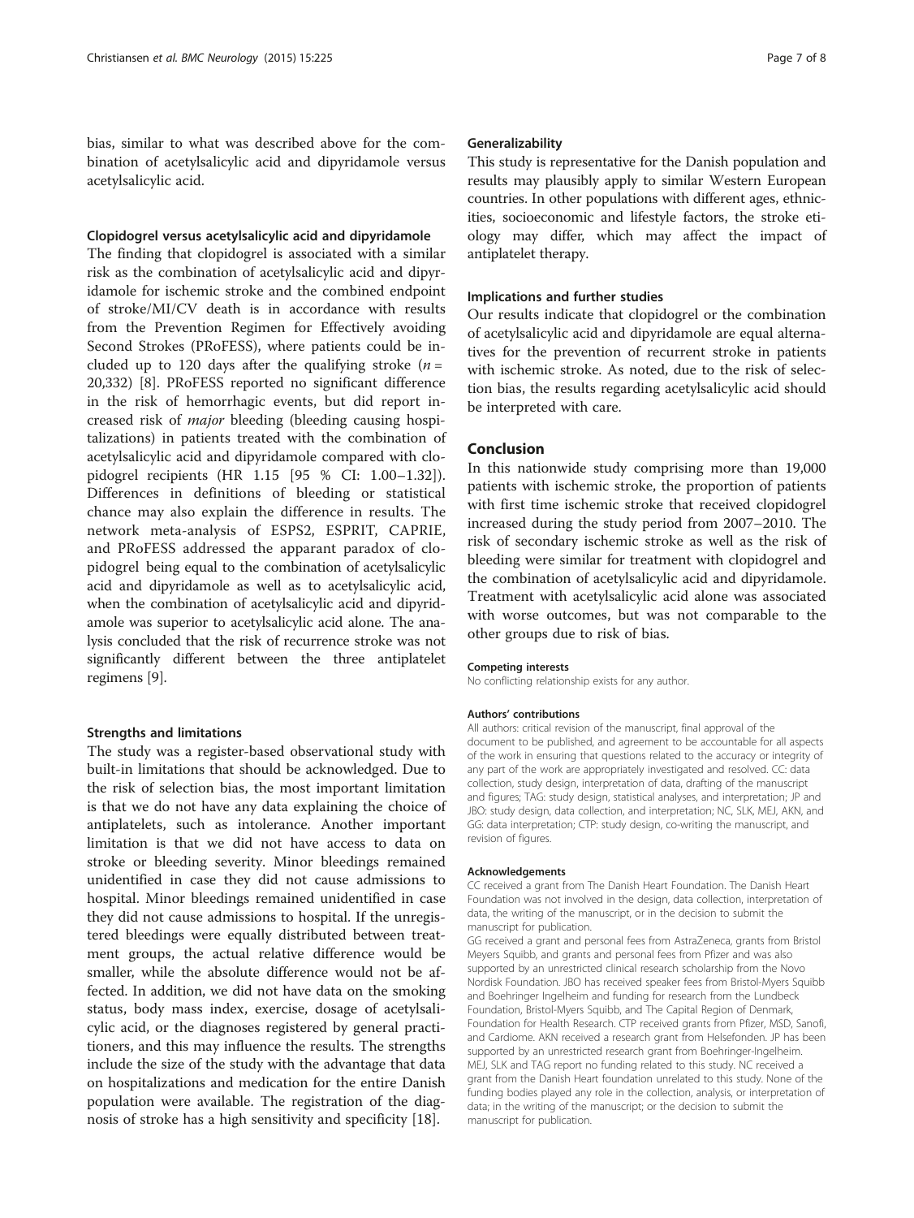bias, similar to what was described above for the combination of acetylsalicylic acid and dipyridamole versus acetylsalicylic acid.

#### Clopidogrel versus acetylsalicylic acid and dipyridamole

The finding that clopidogrel is associated with a similar risk as the combination of acetylsalicylic acid and dipyridamole for ischemic stroke and the combined endpoint of stroke/MI/CV death is in accordance with results from the Prevention Regimen for Effectively avoiding Second Strokes (PRoFESS), where patients could be included up to 120 days after the qualifying stroke ($n$ = 20,332) [8]. PRoFESS reported no significant difference in the risk of hemorrhagic events, but did report increased risk of *major* bleeding (bleeding causing hospitalizations) in patients treated with the combination of acetylsalicylic acid and dipyridamole compared with clopidogrel recipients (HR 1.15 [95 % CI: 1.00–1.32]). Differences in definitions of bleeding or statistical chance may also explain the difference in results. The network meta-analysis of ESPS2, ESPRIT, CAPRIE, and PRoFESS addressed the apparant paradox of clopidogrel being equal to the combination of acetylsalicylic acid and dipyridamole as well as to acetylsalicylic acid, when the combination of acetylsalicylic acid and dipyridamole was superior to acetylsalicylic acid alone. The analysis concluded that the risk of recurrence stroke was not significantly different between the three antiplatelet regimens [9].

#### Strengths and limitations

The study was a register-based observational study with built-in limitations that should be acknowledged. Due to the risk of selection bias, the most important limitation is that we do not have any data explaining the choice of antiplatelets, such as intolerance. Another important limitation is that we did not have access to data on stroke or bleeding severity. Minor bleedings remained unidentified in case they did not cause admissions to hospital. Minor bleedings remained unidentified in case they did not cause admissions to hospital. If the unregistered bleedings were equally distributed between treatment groups, the actual relative difference would be smaller, while the absolute difference would not be affected. In addition, we did not have data on the smoking status, body mass index, exercise, dosage of acetylsalicylic acid, or the diagnoses registered by general practitioners, and this may influence the results. The strengths include the size of the study with the advantage that data on hospitalizations and medication for the entire Danish population were available. The registration of the diagnosis of stroke has a high sensitivity and specificity [18].

#### Generalizability

This study is representative for the Danish population and results may plausibly apply to similar Western European countries. In other populations with different ages, ethnicities, socioeconomic and lifestyle factors, the stroke etiology may differ, which may affect the impact of antiplatelet therapy.

#### Implications and further studies

Our results indicate that clopidogrel or the combination of acetylsalicylic acid and dipyridamole are equal alternatives for the prevention of recurrent stroke in patients with ischemic stroke. As noted, due to the risk of selection bias, the results regarding acetylsalicylic acid should be interpreted with care.

## Conclusion

In this nationwide study comprising more than 19,000 patients with ischemic stroke, the proportion of patients with first time ischemic stroke that received clopidogrel increased during the study period from 2007–2010. The risk of secondary ischemic stroke as well as the risk of bleeding were similar for treatment with clopidogrel and the combination of acetylsalicylic acid and dipyridamole. Treatment with acetylsalicylic acid alone was associated with worse outcomes, but was not comparable to the other groups due to risk of bias.

#### Competing interests

No conflicting relationship exists for any author.

#### Authors' contributions

All authors: critical revision of the manuscript, final approval of the document to be published, and agreement to be accountable for all aspects of the work in ensuring that questions related to the accuracy or integrity of any part of the work are appropriately investigated and resolved. CC: data collection, study design, interpretation of data, drafting of the manuscript and figures; TAG: study design, statistical analyses, and interpretation; JP and JBO: study design, data collection, and interpretation; NC, SLK, MEJ, AKN, and GG: data interpretation; CTP: study design, co-writing the manuscript, and revision of figures.

#### Acknowledgements

CC received a grant from The Danish Heart Foundation. The Danish Heart Foundation was not involved in the design, data collection, interpretation of data, the writing of the manuscript, or in the decision to submit the manuscript for publication.

GG received a grant and personal fees from AstraZeneca, grants from Bristol Meyers Squibb, and grants and personal fees from Pfizer and was also supported by an unrestricted clinical research scholarship from the Novo Nordisk Foundation. JBO has received speaker fees from Bristol-Myers Squibb and Boehringer Ingelheim and funding for research from the Lundbeck Foundation, Bristol-Myers Squibb, and The Capital Region of Denmark, Foundation for Health Research. CTP received grants from Pfizer, MSD, Sanofi, and Cardiome. AKN received a research grant from Helsefonden. JP has been supported by an unrestricted research grant from Boehringer-Ingelheim. MEJ, SLK and TAG report no funding related to this study. NC received a grant from the Danish Heart foundation unrelated to this study. None of the funding bodies played any role in the collection, analysis, or interpretation of data; in the writing of the manuscript; or the decision to submit the manuscript for publication.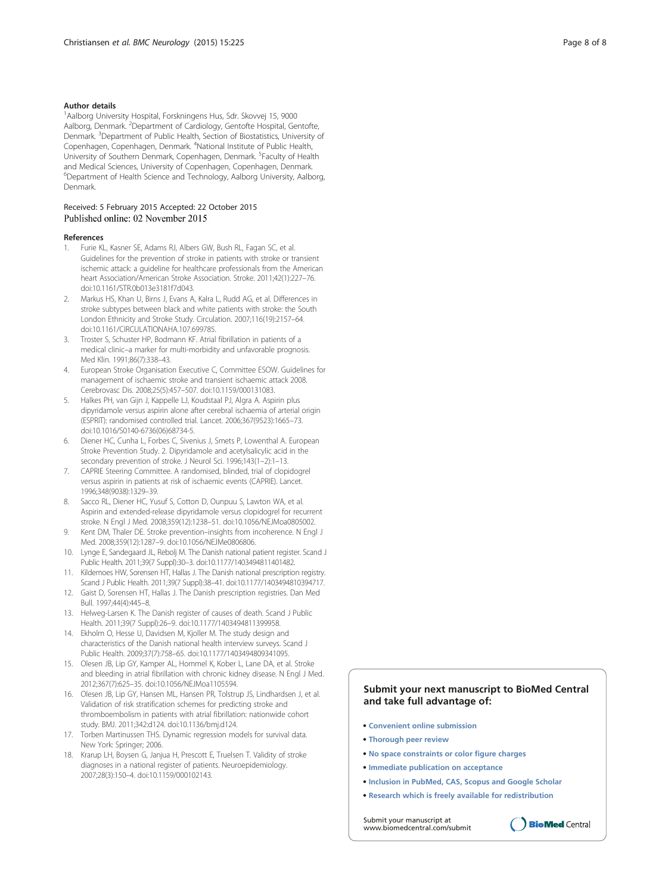### Author details

[1]Aalborg University Hospital, Forskningens Hus, Sdr. Skovvej 15, 9000 Aalborg, Denmark. [2]Department of Cardiology, Gentofte Hospital, Gentofte, Denmark. [3]Department of Public Health, Section of Biostatistics, University of Copenhagen, Copenhagen, Denmark. [4]National Institute of Public Health, University of Southern Denmark, Copenhagen, Denmark. [5]Faculty of Health and Medical Sciences, University of Copenhagen, Copenhagen, Denmark. [6]Department of Health Science and Technology, Aalborg University, Aalborg, Denmark.

Received: 5 February 2015 Accepted: 22 October 2015
Published online: 02 November 2015

### References

1. Furie KL, Kasner SE, Adams RJ, Albers GW, Bush RL, Fagan SC, et al. Guidelines for the prevention of stroke in patients with stroke or transient ischemic attack: a guideline for healthcare professionals from the American heart Association/American Stroke Association. Stroke. 2011;42(1):227–76. doi:10.1161/STR.0b013e3181f7d043.
2. Markus HS, Khan U, Birns J, Evans A, Kalra L, Rudd AG, et al. Differences in stroke subtypes between black and white patients with stroke: the South London Ethnicity and Stroke Study. Circulation. 2007;116(19):2157–64. doi:10.1161/CIRCULATIONAHA.107.699785.
3. Troster S, Schuster HP, Bodmann KF. Atrial fibrillation in patients of a medical clinic–a marker for multi-morbidity and unfavorable prognosis. Med Klin. 1991;86(7):338–43.
4. European Stroke Organisation Executive C, Committee ESOW. Guidelines for management of ischaemic stroke and transient ischaemic attack 2008. Cerebrovasc Dis. 2008;25(5):457–507. doi:10.1159/000131083.
5. Halkes PH, van Gijn J, Kappelle LJ, Koudstaal PJ, Algra A. Aspirin plus dipyridamole versus aspirin alone after cerebral ischaemia of arterial origin (ESPRIT): randomised controlled trial. Lancet. 2006;367(9523):1665–73. doi:10.1016/S0140-6736(06)68734-5.
6. Diener HC, Cunha L, Forbes C, Sivenius J, Smets P, Lowenthal A. European Stroke Prevention Study. 2. Dipyridamole and acetylsalicylic acid in the secondary prevention of stroke. J Neurol Sci. 1996;143(1–2):1–13.
7. CAPRIE Steering Committee. A randomised, blinded, trial of clopidogrel versus aspirin in patients at risk of ischaemic events (CAPRIE). Lancet. 1996;348(9038):1329–39.
8. Sacco RL, Diener HC, Yusuf S, Cotton D, Ounpuu S, Lawton WA, et al. Aspirin and extended-release dipyridamole versus clopidogrel for recurrent stroke. N Engl J Med. 2008;359(12):1238–51. doi:10.1056/NEJMoa0805002.
9. Kent DM, Thaler DE. Stroke prevention–insights from incoherence. N Engl J Med. 2008;359(12):1287–9. doi:10.1056/NEJMe0806806.
10. Lynge E, Sandegaard JL, Rebolj M. The Danish national patient register. Scand J Public Health. 2011;39(7 Suppl):30–3. doi:10.1177/1403494811401482.
11. Kildemoes HW, Sorensen HT, Hallas J. The Danish national prescription registry. Scand J Public Health. 2011;39(7 Suppl):38–41. doi:10.1177/1403494810394717.
12. Gaist D, Sorensen HT, Hallas J. The Danish prescription registries. Dan Med Bull. 1997;44(4):445–8.
13. Helweg-Larsen K. The Danish register of causes of death. Scand J Public Health. 2011;39(7 Suppl):26–9. doi:10.1177/1403494811399958.
14. Ekholm O, Hesse U, Davidsen M, Kjoller M. The study design and characteristics of the Danish national health interview surveys. Scand J Public Health. 2009;37(7):758–65. doi:10.1177/1403494809341095.
15. Olesen JB, Lip GY, Kamper AL, Hommel K, Kober L, Lane DA, et al. Stroke and bleeding in atrial fibrillation with chronic kidney disease. N Engl J Med. 2012;367(7):625–35. doi:10.1056/NEJMoa1105594.
16. Olesen JB, Lip GY, Hansen ML, Hansen PR, Tolstrup JS, Lindhardsen J, et al. Validation of risk stratification schemes for predicting stroke and thromboembolism in patients with atrial fibrillation: nationwide cohort study. BMJ. 2011;342:d124. doi:10.1136/bmj.d124.
17. Torben Martinussen THS. Dynamic regression models for survival data. New York: Springer; 2006.
18. Krarup LH, Boysen G, Janjua H, Prescott E, Truelsen T. Validity of stroke diagnoses in a national register of patients. Neuroepidemiology. 2007;28(3):150–4. doi:10.1159/000102143.

**Submit your next manuscript to BioMed Central and take full advantage of:**

- Convenient online submission
- Thorough peer review
- No space constraints or color figure charges
- Immediate publication on acceptance
- Inclusion in PubMed, CAS, Scopus and Google Scholar
- Research which is freely available for redistribution

Submit your manuscript at
www.biomedcentral.com/submit

BioMed Central